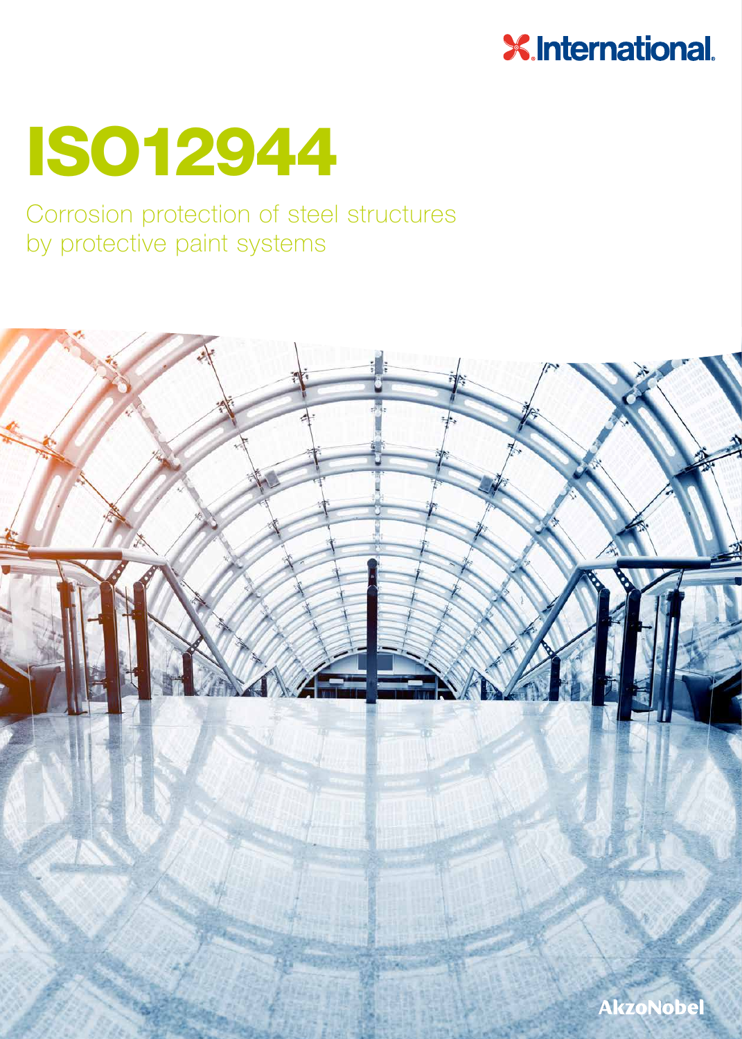International

# ISO12944

Corrosion protection of steel structures by protective paint systems

AkzoNobel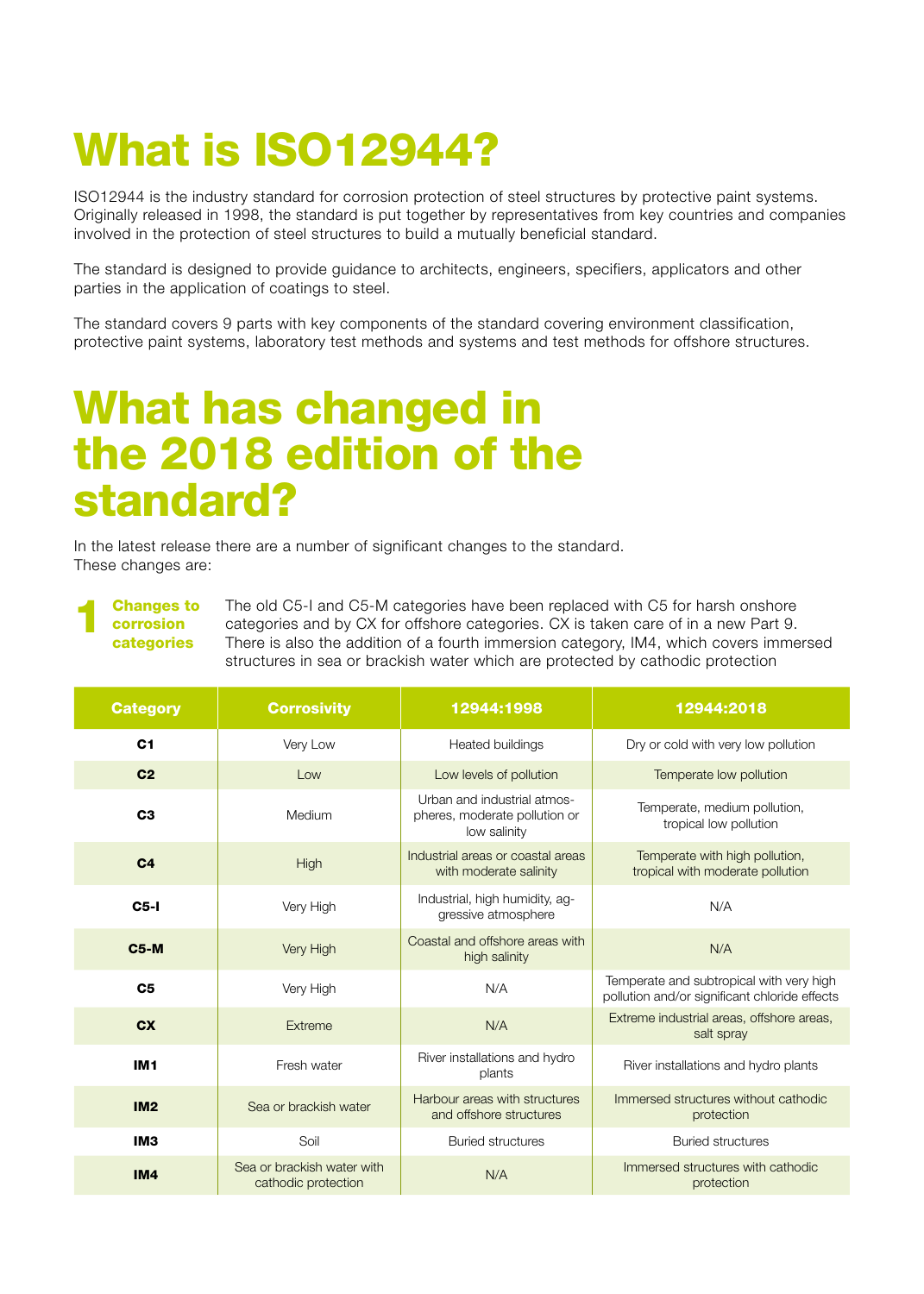# What is ISO12944?

ISO12944 is the industry standard for corrosion protection of steel structures by protective paint systems. Originally released in 1998, the standard is put together by representatives from key countries and companies involved in the protection of steel structures to build a mutually beneficial standard.

The standard is designed to provide guidance to architects, engineers, specifiers, applicators and other parties in the application of coatings to steel.

The standard covers 9 parts with key components of the standard covering environment classification, protective paint systems, laboratory test methods and systems and test methods for offshore structures.

# What has changed in the 2018 edition of the standard?

In the latest release there are a number of significant changes to the standard. These changes are:

## 1 Changes to corrosion categories

The old C5-I and C5-M categories have been replaced with C5 for harsh onshore categories and by CX for offshore categories. CX is taken care of in a new Part 9. There is also the addition of a fourth immersion category, IM4, which covers immersed structures in sea or brackish water which are protected by cathodic protection

| Category | Corrosivity | 12944:1998 | 12944:2018 |
|---|---|---|---|
| **C1** | Very Low | Heated buildings | Dry or cold with very low pollution |
| **C2** | Low | Low levels of pollution | Temperate low pollution |
| **C3** | Medium | Urban and industrial atmospheres, moderate pollution or low salinity | Temperate, medium pollution, tropical low pollution |
| **C4** | High | Industrial areas or coastal areas with moderate salinity | Temperate with high pollution, tropical with moderate pollution |
| **C5-I** | Very High | Industrial, high humidity, aggressive atmosphere | N/A |
| **C5-M** | Very High | Coastal and offshore areas with high salinity | N/A |
| **C5** | Very High | N/A | Temperate and subtropical with very high pollution and/or significant chloride effects |
| **CX** | Extreme | N/A | Extreme industrial areas, offshore areas, salt spray |
| **IM1** | Fresh water | River installations and hydro plants | River installations and hydro plants |
| **IM2** | Sea or brackish water | Harbour areas with structures and offshore structures | Immersed structures without cathodic protection |
| **IM3** | Soil | Buried structures | Buried structures |
| **IM4** | Sea or brackish water with cathodic protection | N/A | Immersed structures with cathodic protection |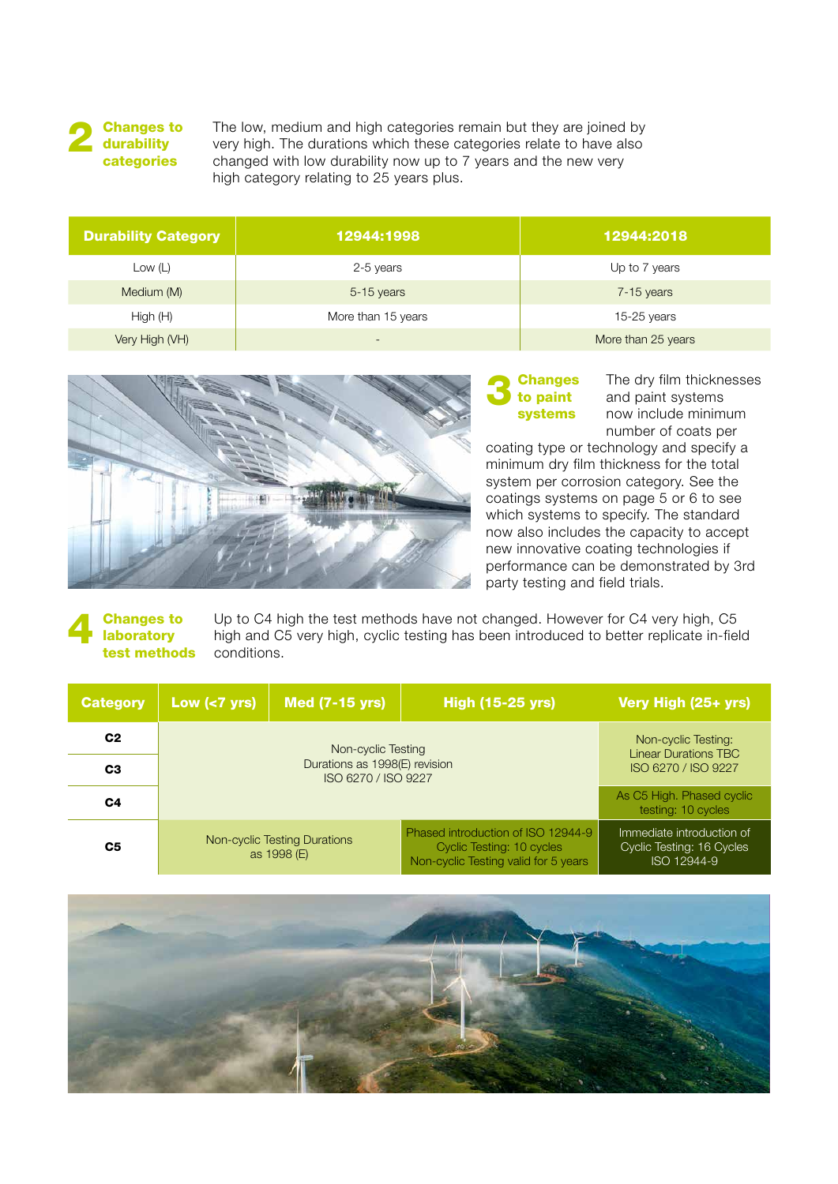## 2 Changes to durability categories

The low, medium and high categories remain but they are joined by very high. The durations which these categories relate to have also changed with low durability now up to 7 years and the new very high category relating to 25 years plus.

| Durability Category | 12944:1998 | 12944:2018 |
|---|---|---|
| Low (L) | 2-5 years | Up to 7 years |
| Medium (M) | 5-15 years | 7-15 years |
| High (H) | More than 15 years | 15-25 years |
| Very High (VH) | - | More than 25 years |

## 3 Changes to paint systems

The dry film thicknesses and paint systems now include minimum number of coats per coating type or technology and specify a minimum dry film thickness for the total system per corrosion category. See the coatings systems on page 5 or 6 to see which systems to specify. The standard now also includes the capacity to accept new innovative coating technologies if performance can be demonstrated by 3rd party testing and field trials.

## 4 Changes to laboratory test methods

Up to C4 high the test methods have not changed. However for C4 very high, C5 high and C5 very high, cyclic testing has been introduced to better replicate in-field conditions.

| Category | Low (<7 yrs) | Med (7-15 yrs) | High (15-25 yrs) | Very High (25+ yrs) |
|---|---|---|---|---|
| C2 | Non-cyclic Testing Durations as 1998(E) revision ISO 6270 / ISO 9227 | | | Non-cyclic Testing: Linear Durations TBC ISO 6270 / ISO 9227 |
| C3 | | | | |
| C4 | | | | As C5 High. Phased cyclic testing: 10 cycles |
| C5 | Non-cyclic Testing Durations as 1998 (E) | | Phased introduction of ISO 12944-9 Cyclic Testing: 10 cycles Non-cyclic Testing valid for 5 years | Immediate introduction of Cyclic Testing: 16 Cycles ISO 12944-9 |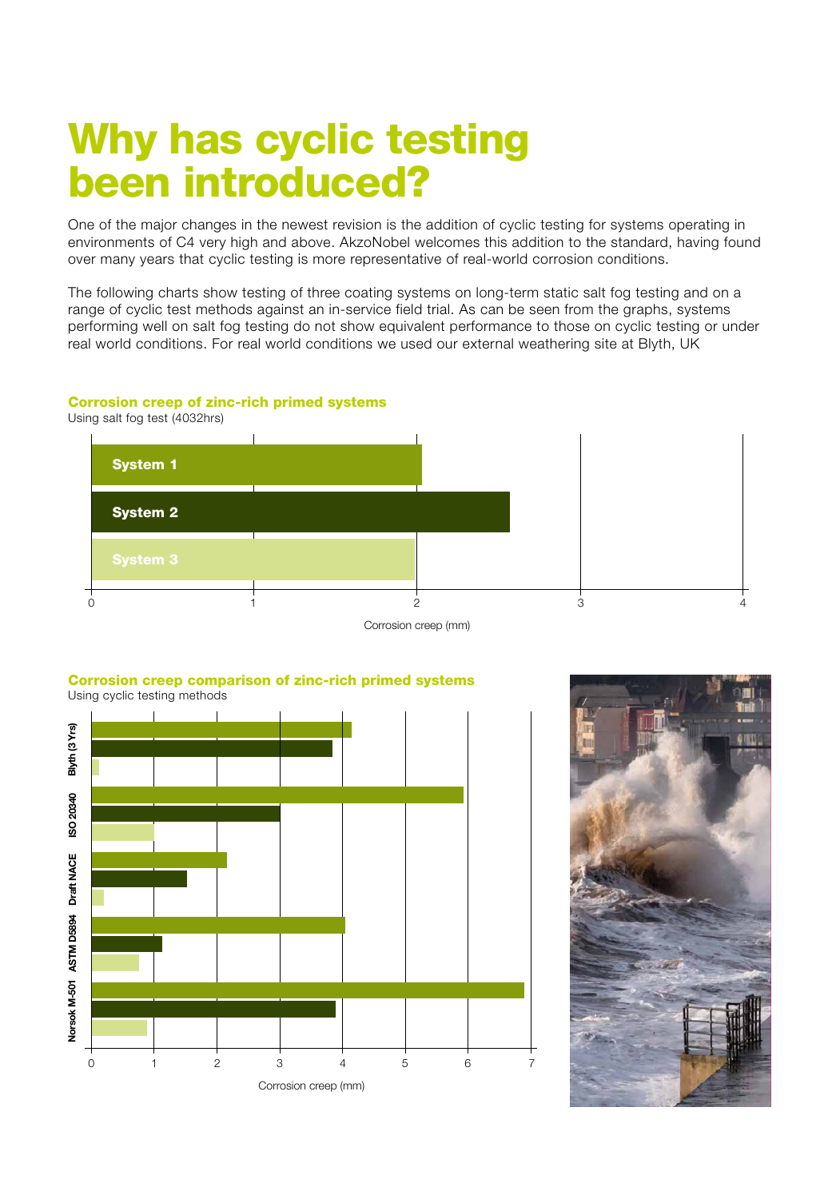# Why has cyclic testing been introduced?

One of the major changes in the newest revision is the addition of cyclic testing for systems operating in environments of C4 very high and above. AkzoNobel welcomes this addition to the standard, having found over many years that cyclic testing is more representative of real-world corrosion conditions.

The following charts show testing of three coating systems on long-term static salt fog testing and on a range of cyclic test methods against an in-service field trial. As can be seen from the graphs, systems performing well on salt fog testing do not show equivalent performance to those on cyclic testing or under real world conditions. For real world conditions we used our external weathering site at Blyth, UK

**Corrosion creep of zinc-rich primed systems**
Using salt fog test (4032hrs)

System 1
System 2
System 3

0 1 2 3 4

Corrosion creep (mm)

**Corrosion creep comparison of zinc-rich primed systems**
Using cyclic testing methods

Blyth (3 Yrs)
ISO 20340
Draft NACE
ASTM D5894
Norsok M-501

0 1 2 3 4 5 6 7

Corrosion creep (mm)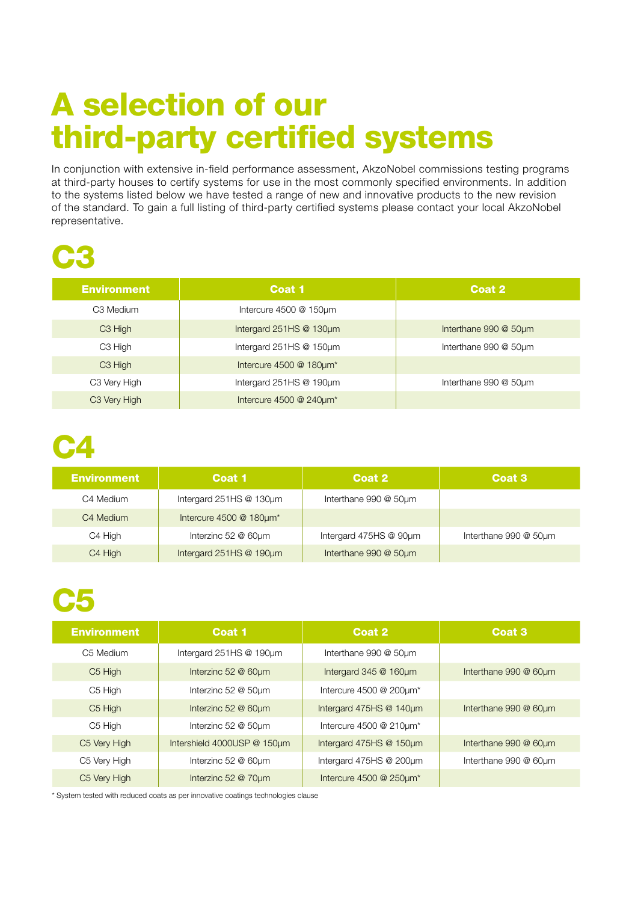# A selection of our third-party certified systems

In conjunction with extensive in-field performance assessment, AkzoNobel commissions testing programs at third-party houses to certify systems for use in the most commonly specified environments. In addition to the systems listed below we have tested a range of new and innovative products to the new revision of the standard. To gain a full listing of third-party certified systems please contact your local AkzoNobel representative.

# C3

| Environment | Coat 1 | Coat 2 |
|---|---|---|
| C3 Medium | Intercure 4500 @ 150µm | |
| C3 High | Intergard 251HS @ 130µm | Interthane 990 @ 50µm |
| C3 High | Intergard 251HS @ 150µm | Interthane 990 @ 50µm |
| C3 High | Intercure 4500 @ 180µm* | |
| C3 Very High | Intergard 251HS @ 190µm | Interthane 990 @ 50µm |
| C3 Very High | Intercure 4500 @ 240µm* | |

# C4

| Environment | Coat 1 | Coat 2 | Coat 3 |
|---|---|---|---|
| C4 Medium | Intergard 251HS @ 130µm | Interthane 990 @ 50µm | |
| C4 Medium | Intercure 4500 @ 180µm* | | |
| C4 High | Interzinc 52 @ 60µm | Intergard 475HS @ 90µm | Interthane 990 @ 50µm |
| C4 High | Intergard 251HS @ 190µm | Interthane 990 @ 50µm | |

# C5

| Environment | Coat 1 | Coat 2 | Coat 3 |
|---|---|---|---|
| C5 Medium | Intergard 251HS @ 190µm | Interthane 990 @ 50µm | |
| C5 High | Interzinc 52 @ 60µm | Intergard 345 @ 160µm | Interthane 990 @ 60µm |
| C5 High | Interzinc 52 @ 50µm | Intercure 4500 @ 200µm* | |
| C5 High | Interzinc 52 @ 60µm | Intergard 475HS @ 140µm | Interthane 990 @ 60µm |
| C5 High | Interzinc 52 @ 50µm | Intercure 4500 @ 210µm* | |
| C5 Very High | Intershield 4000USP @ 150µm | Intergard 475HS @ 150µm | Interthane 990 @ 60µm |
| C5 Very High | Interzinc 52 @ 60µm | Intergard 475HS @ 200µm | Interthane 990 @ 60µm |
| C5 Very High | Interzinc 52 @ 70µm | Intercure 4500 @ 250µm* | |

* System tested with reduced coats as per innovative coatings technologies clause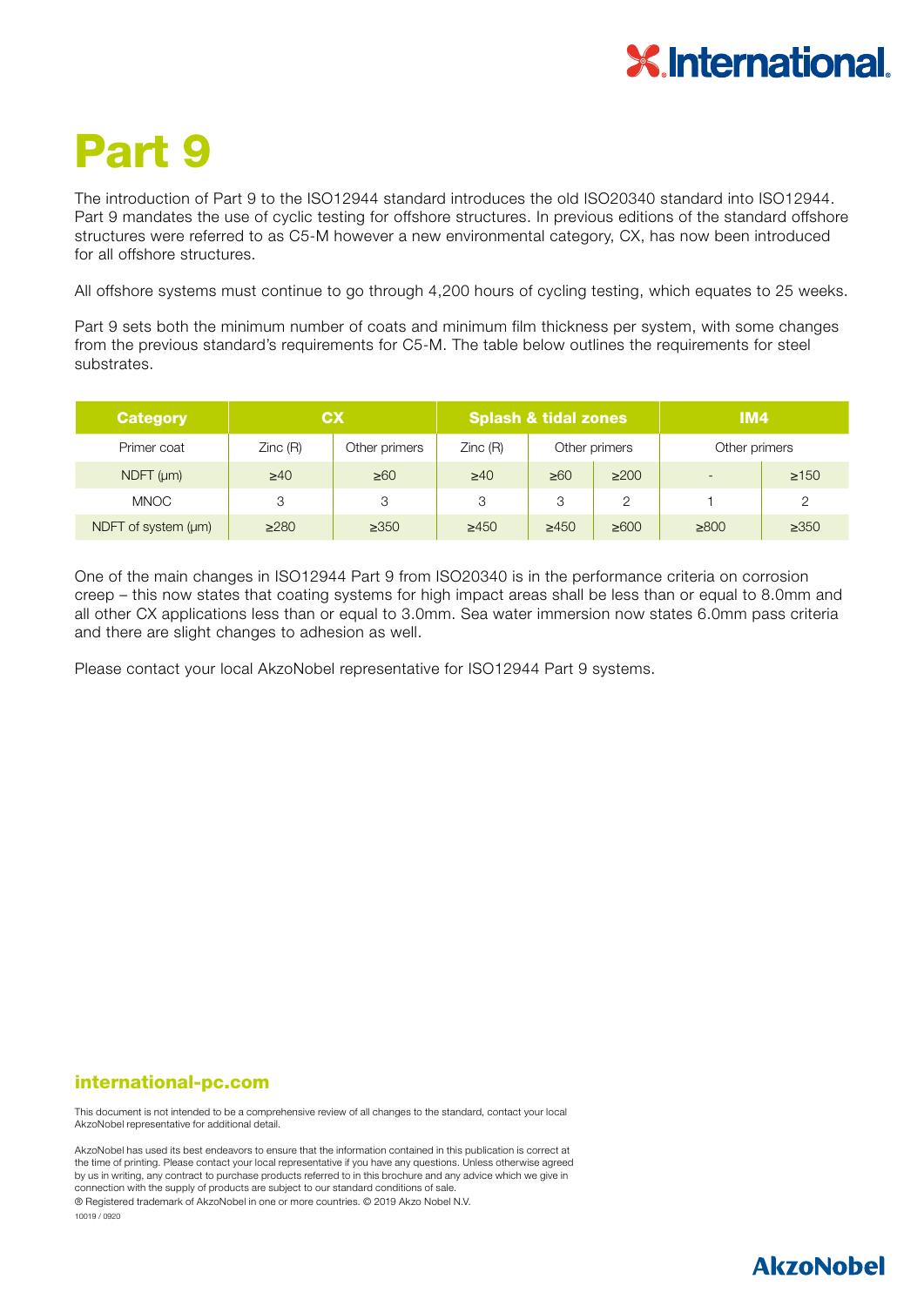# Part 9

The introduction of Part 9 to the ISO12944 standard introduces the old ISO20340 standard into ISO12944. Part 9 mandates the use of cyclic testing for offshore structures. In previous editions of the standard offshore structures were referred to as C5-M however a new environmental category, CX, has now been introduced for all offshore structures.

All offshore systems must continue to go through 4,200 hours of cycling testing, which equates to 25 weeks.

Part 9 sets both the minimum number of coats and minimum film thickness per system, with some changes from the previous standard's requirements for C5-M. The table below outlines the requirements for steel substrates.

| Category | CX | | Splash & tidal zones | | | IM4 | |
|---|---|---|---|---|---|---|---|
| Primer coat | Zinc (R) | Other primers | Zinc (R) | Other primers | | Other primers | |
| NDFT (µm) | ≥40 | ≥60 | ≥40 | ≥60 | ≥200 | - | ≥150 |
| MNOC | 3 | 3 | 3 | 3 | 2 | 1 | 2 |
| NDFT of system (µm) | ≥280 | ≥350 | ≥450 | ≥450 | ≥600 | ≥800 | ≥350 |

One of the main changes in ISO12944 Part 9 from ISO20340 is in the performance criteria on corrosion creep – this now states that coating systems for high impact areas shall be less than or equal to 8.0mm and all other CX applications less than or equal to 3.0mm. Sea water immersion now states 6.0mm pass criteria and there are slight changes to adhesion as well.

Please contact your local AkzoNobel representative for ISO12944 Part 9 systems.

**international-pc.com**

This document is not intended to be a comprehensive review of all changes to the standard, contact your local AkzoNobel representative for additional detail.

AkzoNobel has used its best endeavors to ensure that the information contained in this publication is correct at the time of printing. Please contact your local representative if you have any questions. Unless otherwise agreed by us in writing, any contract to purchase products referred to in this brochure and any advice which we give in connection with the supply of products are subject to our standard conditions of sale.

® Registered trademark of AkzoNobel in one or more countries. © 2019 Akzo Nobel N.V.

10019 / 0920